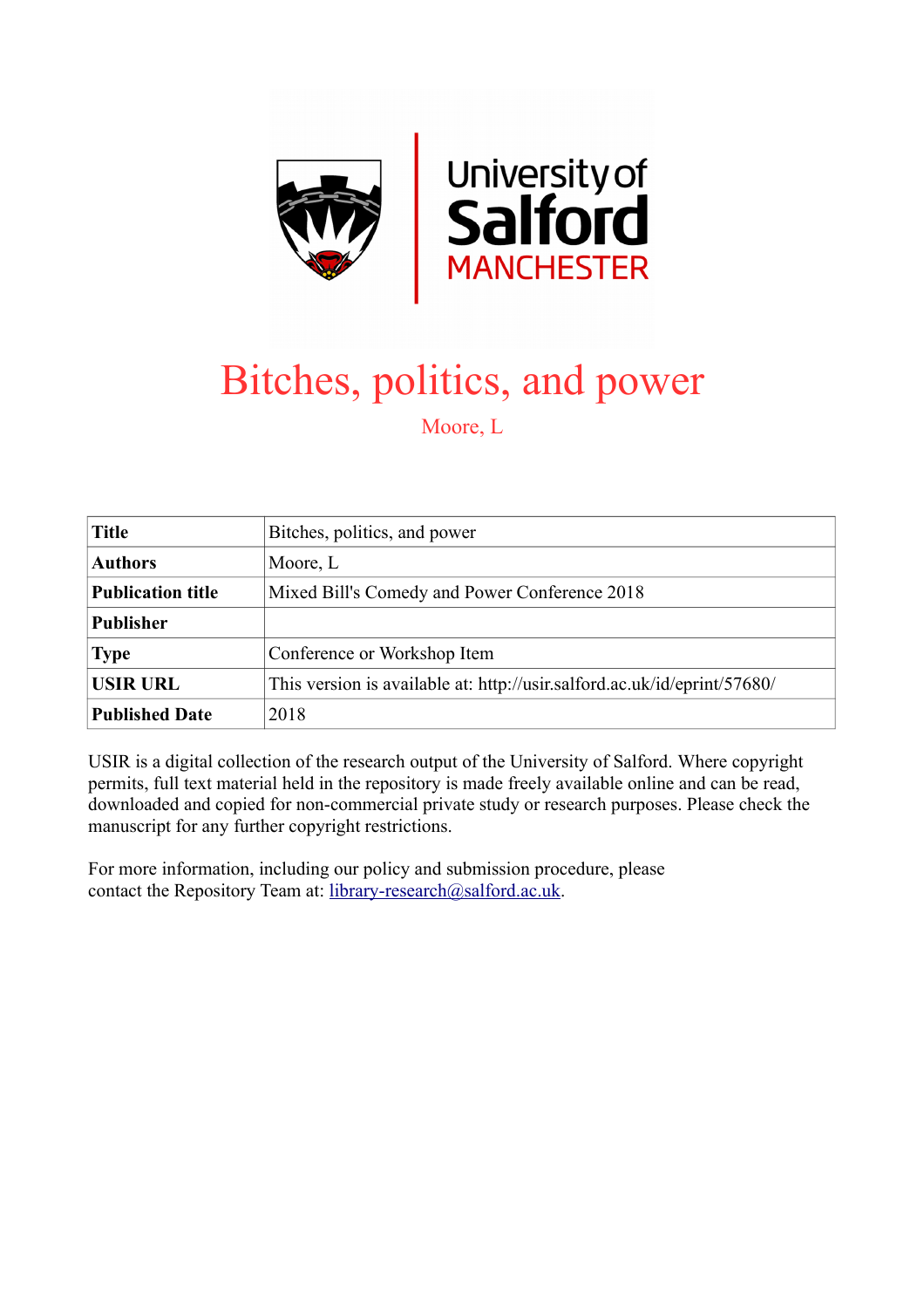# Bitches, politics, and power

Moore, L

| | |
|---|---|
| **Title** | Bitches, politics, and power |
| **Authors** | Moore, L |
| **Publication title** | Mixed Bill's Comedy and Power Conference 2018 |
| **Publisher** | |
| **Type** | Conference or Workshop Item |
| **USIR URL** | This version is available at: http://usir.salford.ac.uk/id/eprint/57680/ |
| **Published Date** | 2018 |

USIR is a digital collection of the research output of the University of Salford. Where copyright permits, full text material held in the repository is made freely available online and can be read, downloaded and copied for non-commercial private study or research purposes. Please check the manuscript for any further copyright restrictions.

For more information, including our policy and submission procedure, please contact the Repository Team at: library-research@salford.ac.uk.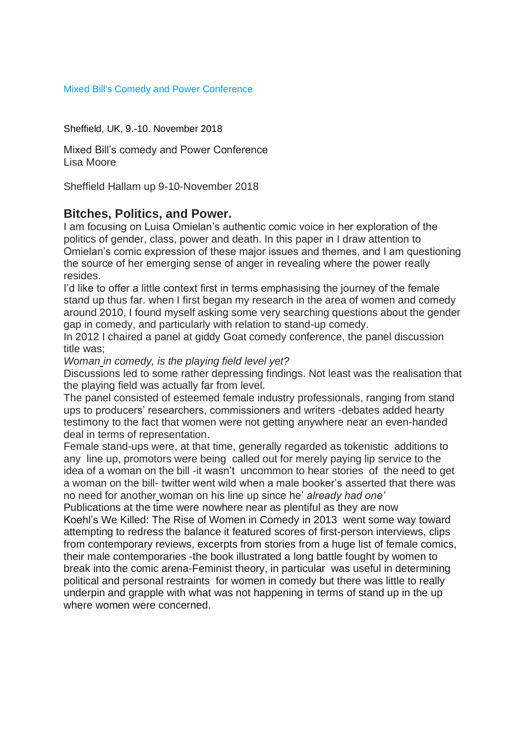Mixed Bill's Comedy and Power Conference

Sheffield, UK, 9.-10. November 2018

Mixed Bill's comedy and Power Conference
Lisa Moore

Sheffield Hallam up 9-10-November 2018

## Bitches, Politics, and Power.

I am focusing on Luisa Omielan's authentic comic voice in her exploration of the politics of gender, class, power and death. In this paper in I draw attention to Omielan's comic expression of these major issues and themes, and I am questioning the source of her emerging sense of anger in revealing where the power really resides.

I'd like to offer a little context first in terms emphasising the journey of the female stand up thus far. when I first began my research in the area of women and comedy around 2010, I found myself asking some very searching questions about the gender gap in comedy, and particularly with relation to stand-up comedy.

In 2012 I chaired a panel at giddy Goat comedy conference, the panel discussion title was;

*Woman in comedy, is the playing field level yet?*

Discussions led to some rather depressing findings. Not least was the realisation that the playing field was actually far from level.

The panel consisted of esteemed female industry professionals, ranging from stand ups to producers' researchers, commissioners and writers -debates added hearty testimony to the fact that women were not getting anywhere near an even-handed deal in terms of representation.

Female stand-ups were, at that time, generally regarded as tokenistic additions to any line up, promotors were being called out for merely paying lip service to the idea of a woman on the bill -it wasn't uncommon to hear stories of the need to get a woman on the bill- twitter went wild when a male booker's asserted that there was no need for another woman on his line up since he' *already had one'*

Publications at the time were nowhere near as plentiful as they are now

Koehl's We Killed: The Rise of Women in Comedy in 2013 went some way toward attempting to redress the balance it featured scores of first-person interviews, clips from contemporary reviews, excerpts from stories from a huge list of female comics, their male contemporaries -the book illustrated a long battle fought by women to break into the comic arena-Feminist theory, in particular was useful in determining political and personal restraints for women in comedy but there was little to really underpin and grapple with what was not happening in terms of stand up in the up where women were concerned.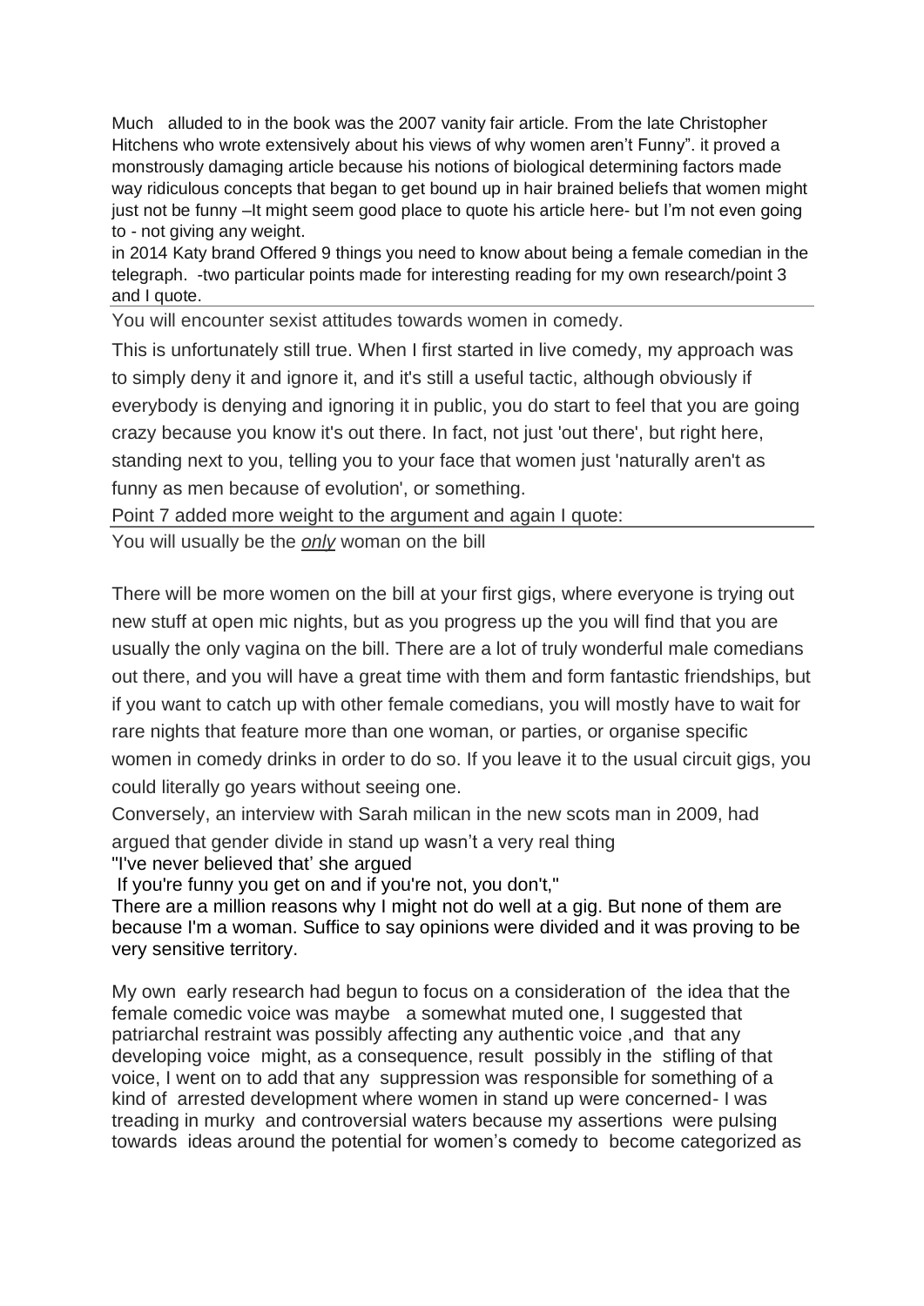Much alluded to in the book was the 2007 vanity fair article. From the late Christopher Hitchens who wrote extensively about his views of why women aren't Funny". it proved a monstrously damaging article because his notions of biological determining factors made way ridiculous concepts that began to get bound up in hair brained beliefs that women might just not be funny –It might seem good place to quote his article here- but I'm not even going to - not giving any weight.

in 2014 Katy brand Offered 9 things you need to know about being a female comedian in the telegraph. -two particular points made for interesting reading for my own research/point 3 and I quote.

You will encounter sexist attitudes towards women in comedy.

This is unfortunately still true. When I first started in live comedy, my approach was to simply deny it and ignore it, and it's still a useful tactic, although obviously if everybody is denying and ignoring it in public, you do start to feel that you are going crazy because you know it's out there. In fact, not just 'out there', but right here, standing next to you, telling you to your face that women just 'naturally aren't as funny as men because of evolution', or something.

Point 7 added more weight to the argument and again I quote:

You will usually be the *only* woman on the bill

There will be more women on the bill at your first gigs, where everyone is trying out new stuff at open mic nights, but as you progress up the you will find that you are usually the only vagina on the bill. There are a lot of truly wonderful male comedians out there, and you will have a great time with them and form fantastic friendships, but if you want to catch up with other female comedians, you will mostly have to wait for rare nights that feature more than one woman, or parties, or organise specific women in comedy drinks in order to do so. If you leave it to the usual circuit gigs, you could literally go years without seeing one.

Conversely, an interview with Sarah milican in the new scots man in 2009, had argued that gender divide in stand up wasn't a very real thing

"I've never believed that' she argued

If you're funny you get on and if you're not, you don't,"

There are a million reasons why I might not do well at a gig. But none of them are because I'm a woman. Suffice to say opinions were divided and it was proving to be very sensitive territory.

My own early research had begun to focus on a consideration of the idea that the female comedic voice was maybe a somewhat muted one, I suggested that patriarchal restraint was possibly affecting any authentic voice ,and that any developing voice might, as a consequence, result possibly in the stifling of that voice, I went on to add that any suppression was responsible for something of a kind of arrested development where women in stand up were concerned- I was treading in murky and controversial waters because my assertions were pulsing towards ideas around the potential for women's comedy to become categorized as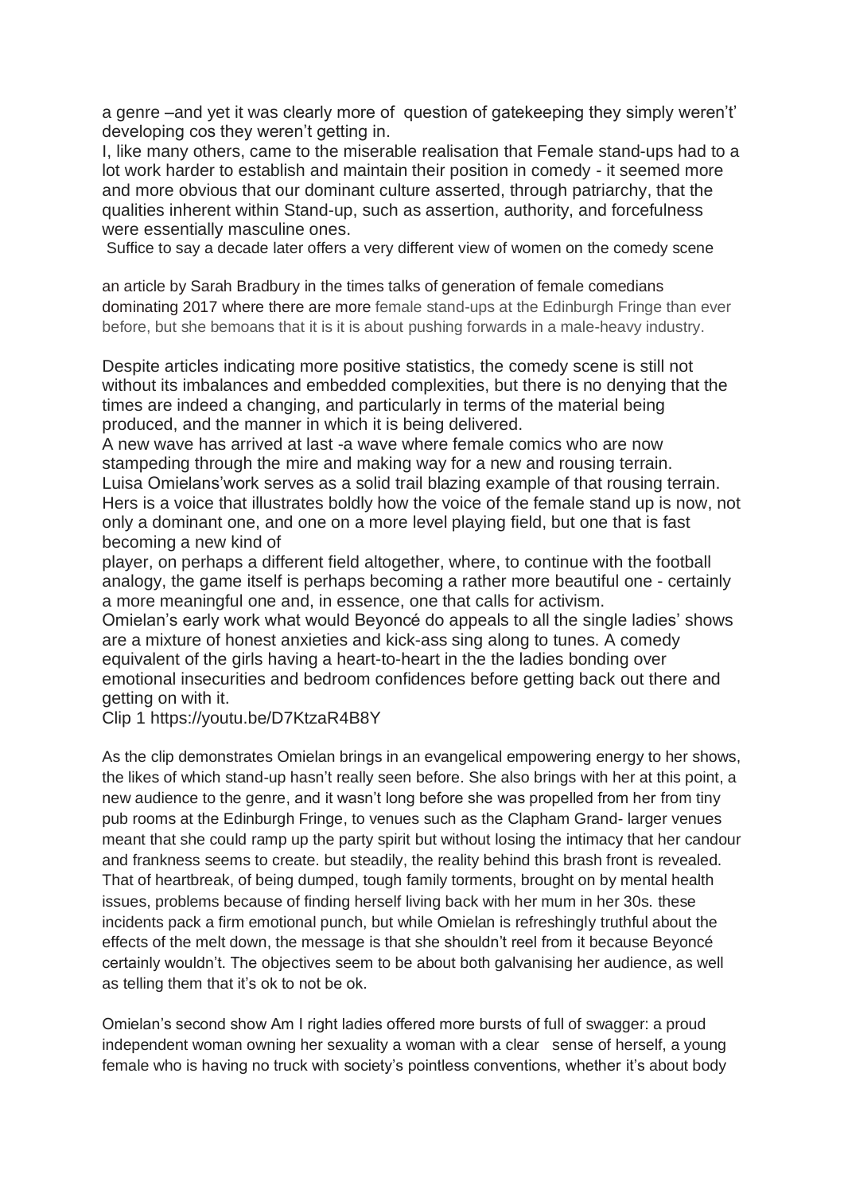a genre –and yet it was clearly more of question of gatekeeping they simply weren't' developing cos they weren't getting in.
I, like many others, came to the miserable realisation that Female stand-ups had to a lot work harder to establish and maintain their position in comedy - it seemed more and more obvious that our dominant culture asserted, through patriarchy, that the qualities inherent within Stand-up, such as assertion, authority, and forcefulness were essentially masculine ones.
Suffice to say a decade later offers a very different view of women on the comedy scene

an article by Sarah Bradbury in the times talks of generation of female comedians dominating 2017 where there are more female stand-ups at the Edinburgh Fringe than ever before, but she bemoans that it is it is about pushing forwards in a male-heavy industry.

Despite articles indicating more positive statistics, the comedy scene is still not without its imbalances and embedded complexities, but there is no denying that the times are indeed a changing, and particularly in terms of the material being produced, and the manner in which it is being delivered.
A new wave has arrived at last -a wave where female comics who are now stampeding through the mire and making way for a new and rousing terrain.
Luisa Omielans'work serves as a solid trail blazing example of that rousing terrain. Hers is a voice that illustrates boldly how the voice of the female stand up is now, not only a dominant one, and one on a more level playing field, but one that is fast becoming a new kind of
player, on perhaps a different field altogether, where, to continue with the football analogy, the game itself is perhaps becoming a rather more beautiful one - certainly a more meaningful one and, in essence, one that calls for activism.
Omielan's early work what would Beyoncé do appeals to all the single ladies' shows are a mixture of honest anxieties and kick-ass sing along to tunes. A comedy equivalent of the girls having a heart-to-heart in the the ladies bonding over emotional insecurities and bedroom confidences before getting back out there and getting on with it.
Clip 1 https://youtu.be/D7KtzaR4B8Y

As the clip demonstrates Omielan brings in an evangelical empowering energy to her shows, the likes of which stand-up hasn't really seen before. She also brings with her at this point, a new audience to the genre, and it wasn't long before she was propelled from her from tiny pub rooms at the Edinburgh Fringe, to venues such as the Clapham Grand- larger venues meant that she could ramp up the party spirit but without losing the intimacy that her candour and frankness seems to create. but steadily, the reality behind this brash front is revealed. That of heartbreak, of being dumped, tough family torments, brought on by mental health issues, problems because of finding herself living back with her mum in her 30s. these incidents pack a firm emotional punch, but while Omielan is refreshingly truthful about the effects of the melt down, the message is that she shouldn't reel from it because Beyoncé certainly wouldn't. The objectives seem to be about both galvanising her audience, as well as telling them that it's ok to not be ok.

Omielan's second show Am I right ladies offered more bursts of full of swagger: a proud independent woman owning her sexuality a woman with a clear sense of herself, a young female who is having no truck with society's pointless conventions, whether it's about body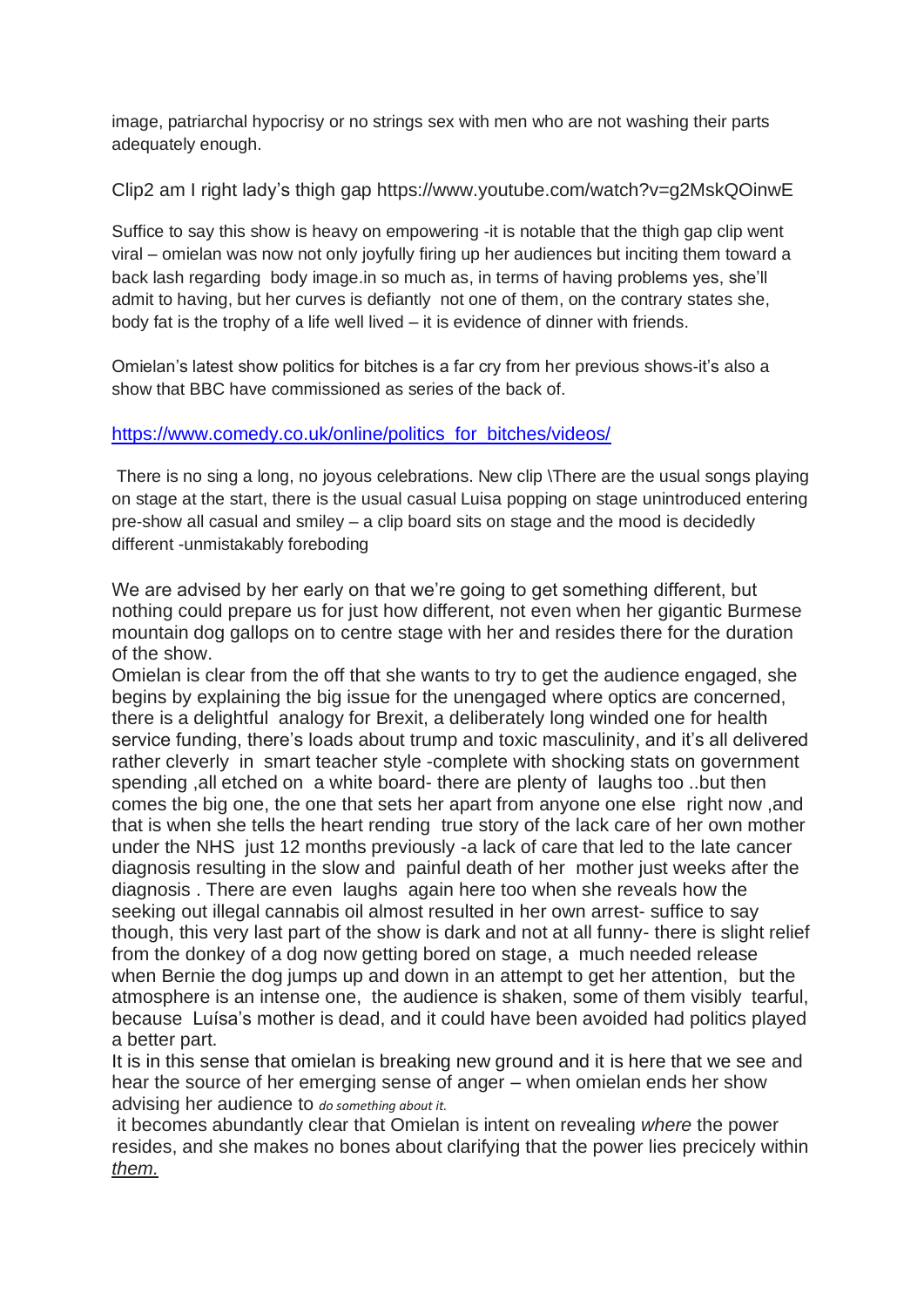image, patriarchal hypocrisy or no strings sex with men who are not washing their parts adequately enough.

Clip2 am I right lady's thigh gap https://www.youtube.com/watch?v=g2MskQOinwE

Suffice to say this show is heavy on empowering -it is notable that the thigh gap clip went viral – omielan was now not only joyfully firing up her audiences but inciting them toward a back lash regarding body image.in so much as, in terms of having problems yes, she'll admit to having, but her curves is defiantly not one of them, on the contrary states she, body fat is the trophy of a life well lived – it is evidence of dinner with friends.

Omielan's latest show politics for bitches is a far cry from her previous shows-it's also a show that BBC have commissioned as series of the back of.

[https://www.comedy.co.uk/online/politics_for_bitches/videos/](https://www.comedy.co.uk/online/politics_for_bitches/videos/)

There is no sing a long, no joyous celebrations. New clip \There are the usual songs playing on stage at the start, there is the usual casual Luisa popping on stage unintroduced entering pre-show all casual and smiley – a clip board sits on stage and the mood is decidedly different -unmistakably foreboding

We are advised by her early on that we're going to get something different, but nothing could prepare us for just how different, not even when her gigantic Burmese mountain dog gallops on to centre stage with her and resides there for the duration of the show.
Omielan is clear from the off that she wants to try to get the audience engaged, she begins by explaining the big issue for the unengaged where optics are concerned, there is a delightful analogy for Brexit, a deliberately long winded one for health service funding, there's loads about trump and toxic masculinity, and it's all delivered rather cleverly in smart teacher style -complete with shocking stats on government spending ,all etched on a white board- there are plenty of laughs too ..but then comes the big one, the one that sets her apart from anyone one else right now ,and that is when she tells the heart rending true story of the lack care of her own mother under the NHS just 12 months previously -a lack of care that led to the late cancer diagnosis resulting in the slow and painful death of her mother just weeks after the diagnosis . There are even laughs again here too when she reveals how the seeking out illegal cannabis oil almost resulted in her own arrest- suffice to say though, this very last part of the show is dark and not at all funny- there is slight relief from the donkey of a dog now getting bored on stage, a much needed release when Bernie the dog jumps up and down in an attempt to get her attention, but the atmosphere is an intense one, the audience is shaken, some of them visibly tearful, because Luísa's mother is dead, and it could have been avoided had politics played a better part.
It is in this sense that omielan is breaking new ground and it is here that we see and hear the source of her emerging sense of anger – when omielan ends her show advising her audience to *do something about it.*
it becomes abundantly clear that Omielan is intent on revealing *where* the power resides, and she makes no bones about clarifying that the power lies precicely within *them.*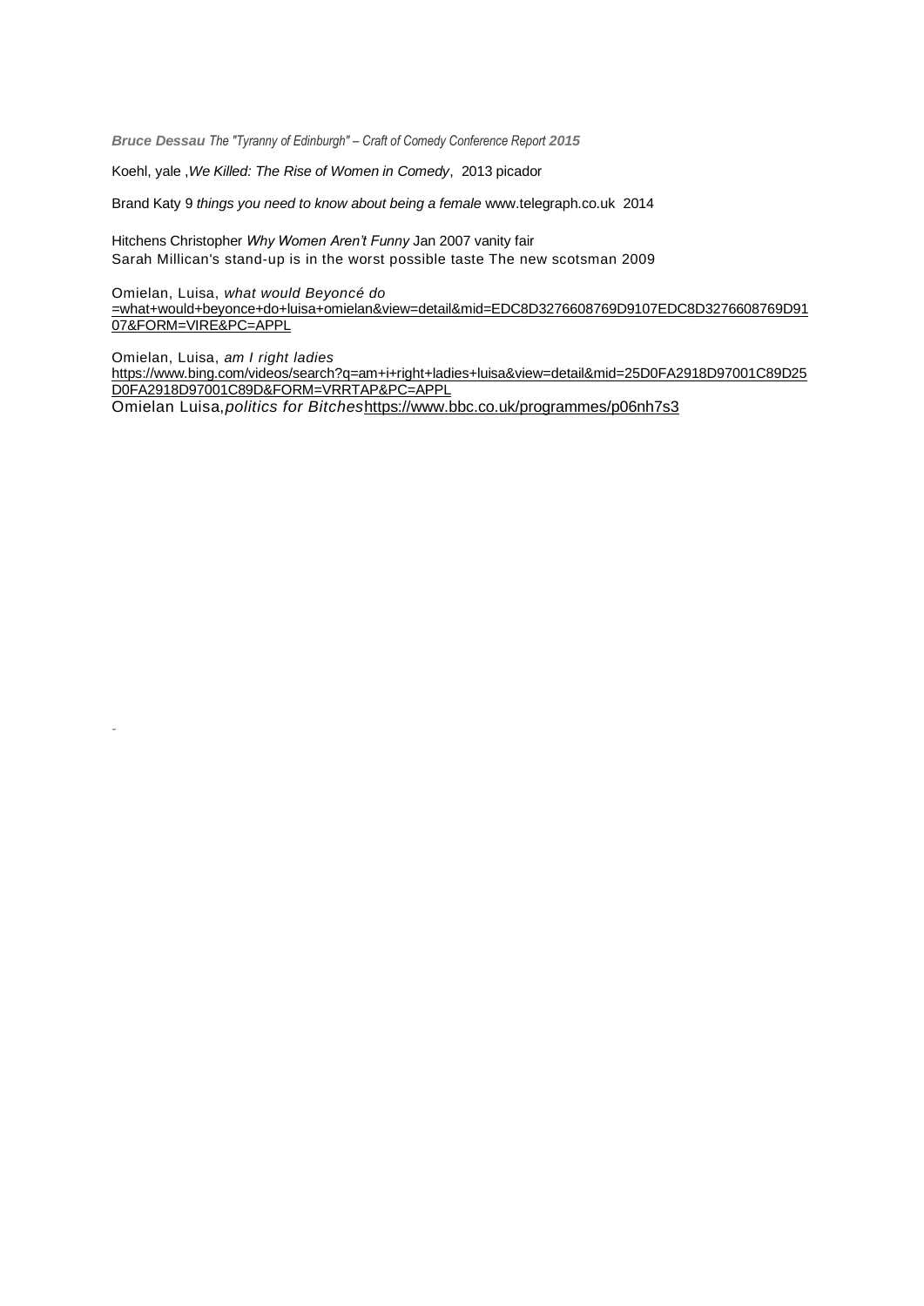**Bruce Dessau** *The "Tyranny of Edinburgh" – Craft of Comedy Conference Report* ***2015***

Koehl, yale ,*We Killed: The Rise of Women in Comedy*, 2013 picador

Brand Katy 9 *things you need to know about being a female* www.telegraph.co.uk 2014

Hitchens Christopher *Why Women Aren't Funny* Jan 2007 vanity fair
Sarah Millican's stand-up is in the worst possible taste The new scotsman 2009

Omielan, Luisa, *what would Beyoncé do*
=what+would+beyonce+do+luisa+omielan&view=detail&mid=EDC8D3276608769D9107EDC8D3276608769D9107&FORM=VIRE&PC=APPL

Omielan, Luisa, *am I right ladies*
https://www.bing.com/videos/search?q=am+i+right+ladies+luisa&view=detail&mid=25D0FA2918D97001C89D25D0FA2918D97001C89D&FORM=VRRTAP&PC=APPL
Omielan Luisa,*politics for Bitches*https://www.bbc.co.uk/programmes/p06nh7s3

-